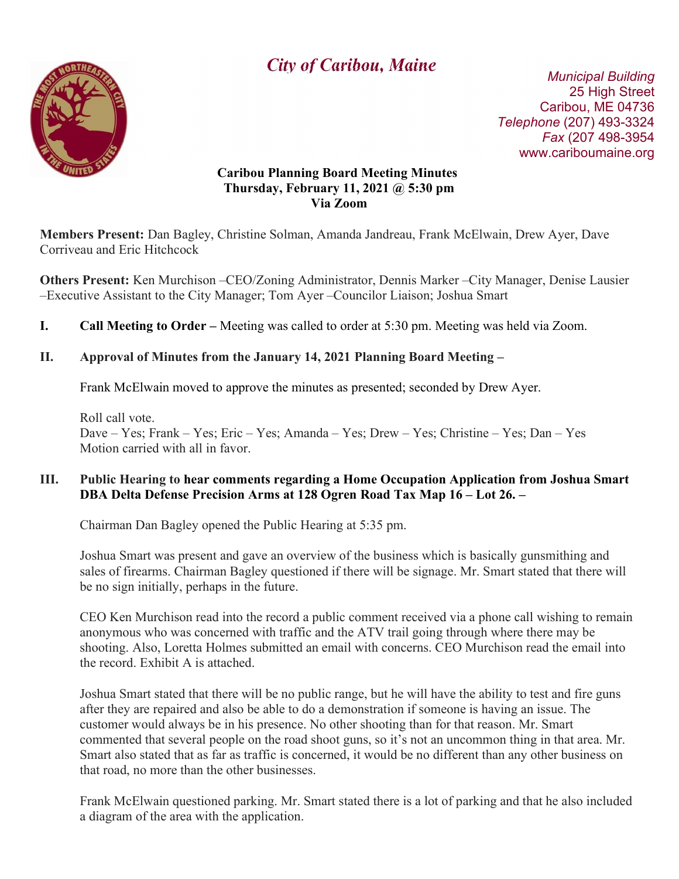*City of Caribou, Maine*

*Municipal Building*
25 High Street
Caribou, ME 04736
*Telephone* (207) 493-3324
*Fax* (207 498-3954
www.cariboumaine.org

**Caribou Planning Board Meeting Minutes**
**Thursday, February 11, 2021 @ 5:30 pm**
**Via Zoom**

**Members Present:** Dan Bagley, Christine Solman, Amanda Jandreau, Frank McElwain, Drew Ayer, Dave Corriveau and Eric Hitchcock

**Others Present:** Ken Murchison –CEO/Zoning Administrator, Dennis Marker –City Manager, Denise Lausier –Executive Assistant to the City Manager; Tom Ayer –Councilor Liaison; Joshua Smart

**I. Call Meeting to Order –** Meeting was called to order at 5:30 pm. Meeting was held via Zoom.

**II. Approval of Minutes from the January 14, 2021 Planning Board Meeting –**

Frank McElwain moved to approve the minutes as presented; seconded by Drew Ayer.

Roll call vote.
Dave – Yes; Frank – Yes; Eric – Yes; Amanda – Yes; Drew – Yes; Christine – Yes; Dan – Yes
Motion carried with all in favor.

**III. Public Hearing to hear comments regarding a Home Occupation Application from Joshua Smart DBA Delta Defense Precision Arms at 128 Ogren Road Tax Map 16 – Lot 26. –**

Chairman Dan Bagley opened the Public Hearing at 5:35 pm.

Joshua Smart was present and gave an overview of the business which is basically gunsmithing and sales of firearms. Chairman Bagley questioned if there will be signage. Mr. Smart stated that there will be no sign initially, perhaps in the future.

CEO Ken Murchison read into the record a public comment received via a phone call wishing to remain anonymous who was concerned with traffic and the ATV trail going through where there may be shooting. Also, Loretta Holmes submitted an email with concerns. CEO Murchison read the email into the record. Exhibit A is attached.

Joshua Smart stated that there will be no public range, but he will have the ability to test and fire guns after they are repaired and also be able to do a demonstration if someone is having an issue. The customer would always be in his presence. No other shooting than for that reason. Mr. Smart commented that several people on the road shoot guns, so it's not an uncommon thing in that area. Mr. Smart also stated that as far as traffic is concerned, it would be no different than any other business on that road, no more than the other businesses.

Frank McElwain questioned parking. Mr. Smart stated there is a lot of parking and that he also included a diagram of the area with the application.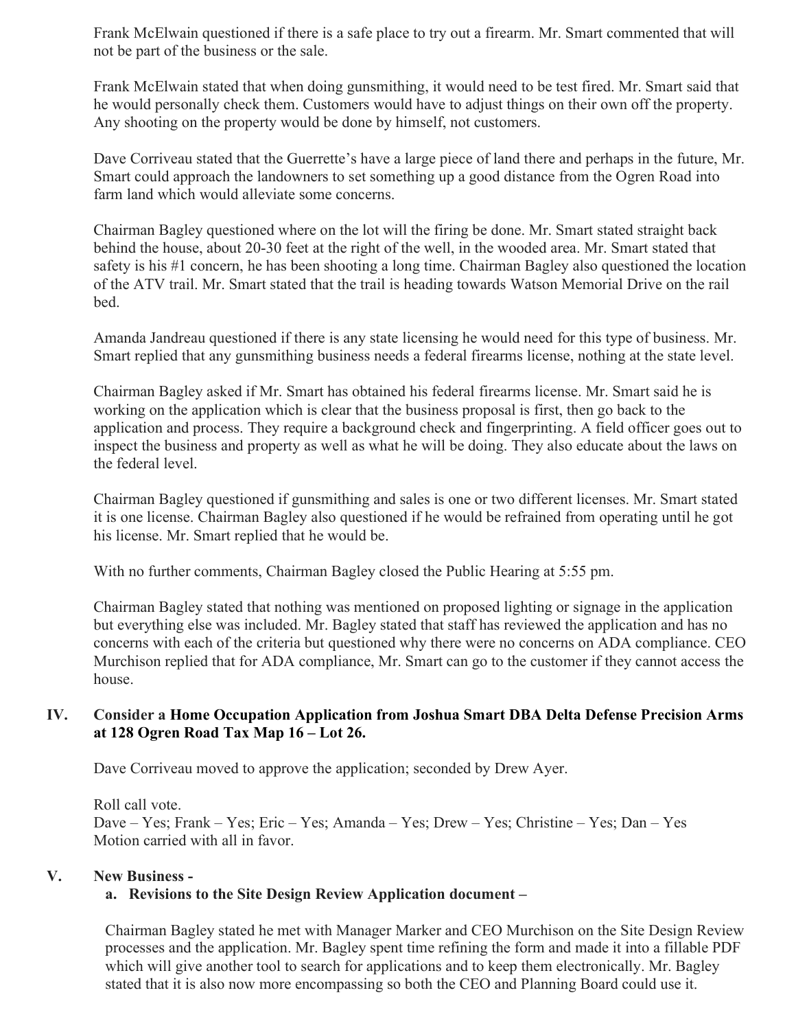Frank McElwain questioned if there is a safe place to try out a firearm. Mr. Smart commented that will not be part of the business or the sale.

Frank McElwain stated that when doing gunsmithing, it would need to be test fired. Mr. Smart said that he would personally check them. Customers would have to adjust things on their own off the property. Any shooting on the property would be done by himself, not customers.

Dave Corriveau stated that the Guerrette's have a large piece of land there and perhaps in the future, Mr. Smart could approach the landowners to set something up a good distance from the Ogren Road into farm land which would alleviate some concerns.

Chairman Bagley questioned where on the lot will the firing be done. Mr. Smart stated straight back behind the house, about 20-30 feet at the right of the well, in the wooded area. Mr. Smart stated that safety is his #1 concern, he has been shooting a long time. Chairman Bagley also questioned the location of the ATV trail. Mr. Smart stated that the trail is heading towards Watson Memorial Drive on the rail bed.

Amanda Jandreau questioned if there is any state licensing he would need for this type of business. Mr. Smart replied that any gunsmithing business needs a federal firearms license, nothing at the state level.

Chairman Bagley asked if Mr. Smart has obtained his federal firearms license. Mr. Smart said he is working on the application which is clear that the business proposal is first, then go back to the application and process. They require a background check and fingerprinting. A field officer goes out to inspect the business and property as well as what he will be doing. They also educate about the laws on the federal level.

Chairman Bagley questioned if gunsmithing and sales is one or two different licenses. Mr. Smart stated it is one license. Chairman Bagley also questioned if he would be refrained from operating until he got his license. Mr. Smart replied that he would be.

With no further comments, Chairman Bagley closed the Public Hearing at 5:55 pm.

Chairman Bagley stated that nothing was mentioned on proposed lighting or signage in the application but everything else was included. Mr. Bagley stated that staff has reviewed the application and has no concerns with each of the criteria but questioned why there were no concerns on ADA compliance. CEO Murchison replied that for ADA compliance, Mr. Smart can go to the customer if they cannot access the house.

## IV. Consider a Home Occupation Application from Joshua Smart DBA Delta Defense Precision Arms at 128 Ogren Road Tax Map 16 – Lot 26.

Dave Corriveau moved to approve the application; seconded by Drew Ayer.

Roll call vote.
Dave – Yes; Frank – Yes; Eric – Yes; Amanda – Yes; Drew – Yes; Christine – Yes; Dan – Yes
Motion carried with all in favor.

## V. New Business -

### a. Revisions to the Site Design Review Application document –

Chairman Bagley stated he met with Manager Marker and CEO Murchison on the Site Design Review processes and the application. Mr. Bagley spent time refining the form and made it into a fillable PDF which will give another tool to search for applications and to keep them electronically. Mr. Bagley stated that it is also now more encompassing so both the CEO and Planning Board could use it.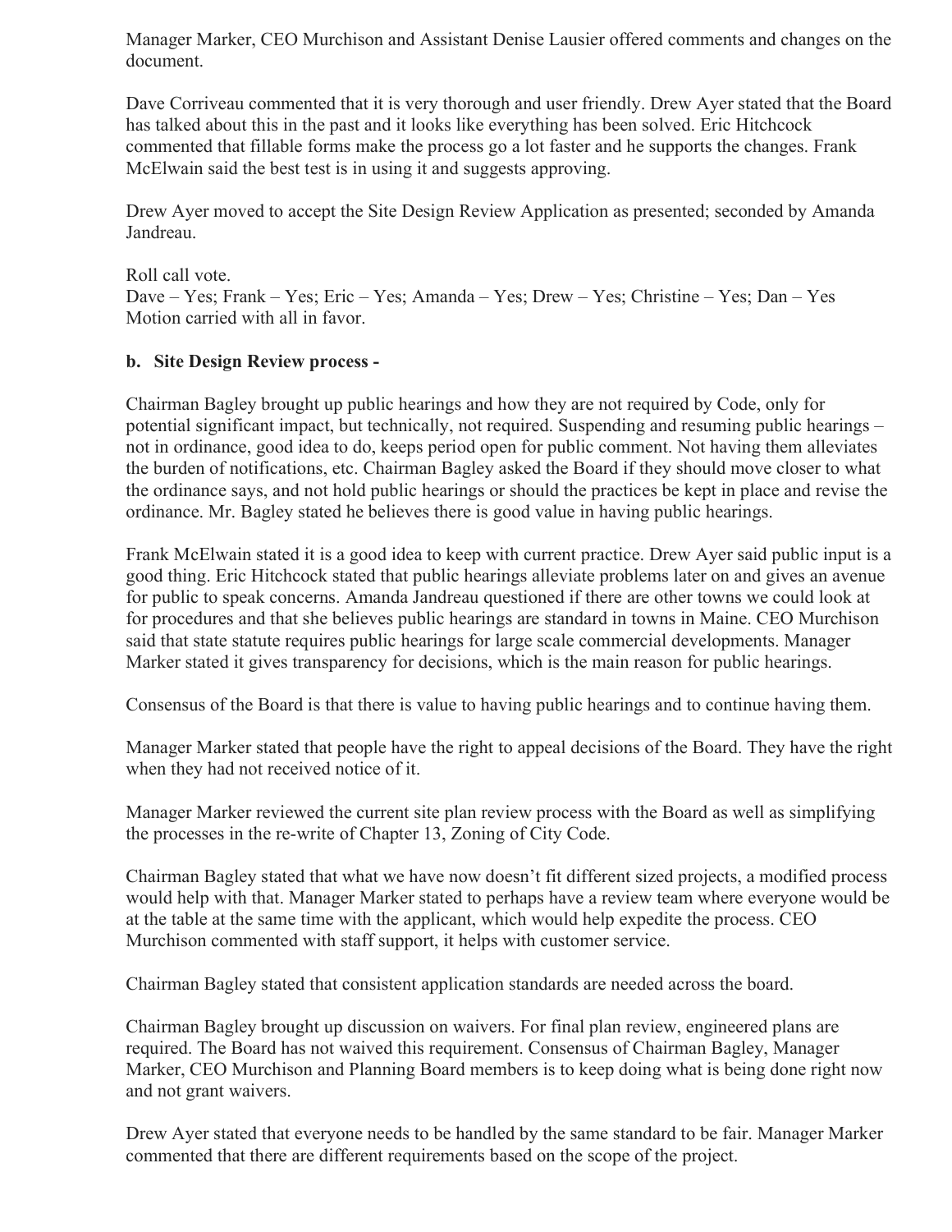Manager Marker, CEO Murchison and Assistant Denise Lausier offered comments and changes on the document.

Dave Corriveau commented that it is very thorough and user friendly. Drew Ayer stated that the Board has talked about this in the past and it looks like everything has been solved. Eric Hitchcock commented that fillable forms make the process go a lot faster and he supports the changes. Frank McElwain said the best test is in using it and suggests approving.

Drew Ayer moved to accept the Site Design Review Application as presented; seconded by Amanda Jandreau.

Roll call vote.
Dave – Yes; Frank – Yes; Eric – Yes; Amanda – Yes; Drew – Yes; Christine – Yes; Dan – Yes
Motion carried with all in favor.

**b. Site Design Review process -**

Chairman Bagley brought up public hearings and how they are not required by Code, only for potential significant impact, but technically, not required. Suspending and resuming public hearings – not in ordinance, good idea to do, keeps period open for public comment. Not having them alleviates the burden of notifications, etc. Chairman Bagley asked the Board if they should move closer to what the ordinance says, and not hold public hearings or should the practices be kept in place and revise the ordinance. Mr. Bagley stated he believes there is good value in having public hearings.

Frank McElwain stated it is a good idea to keep with current practice. Drew Ayer said public input is a good thing. Eric Hitchcock stated that public hearings alleviate problems later on and gives an avenue for public to speak concerns. Amanda Jandreau questioned if there are other towns we could look at for procedures and that she believes public hearings are standard in towns in Maine. CEO Murchison said that state statute requires public hearings for large scale commercial developments. Manager Marker stated it gives transparency for decisions, which is the main reason for public hearings.

Consensus of the Board is that there is value to having public hearings and to continue having them.

Manager Marker stated that people have the right to appeal decisions of the Board. They have the right when they had not received notice of it.

Manager Marker reviewed the current site plan review process with the Board as well as simplifying the processes in the re-write of Chapter 13, Zoning of City Code.

Chairman Bagley stated that what we have now doesn't fit different sized projects, a modified process would help with that. Manager Marker stated to perhaps have a review team where everyone would be at the table at the same time with the applicant, which would help expedite the process. CEO Murchison commented with staff support, it helps with customer service.

Chairman Bagley stated that consistent application standards are needed across the board.

Chairman Bagley brought up discussion on waivers. For final plan review, engineered plans are required. The Board has not waived this requirement. Consensus of Chairman Bagley, Manager Marker, CEO Murchison and Planning Board members is to keep doing what is being done right now and not grant waivers.

Drew Ayer stated that everyone needs to be handled by the same standard to be fair. Manager Marker commented that there are different requirements based on the scope of the project.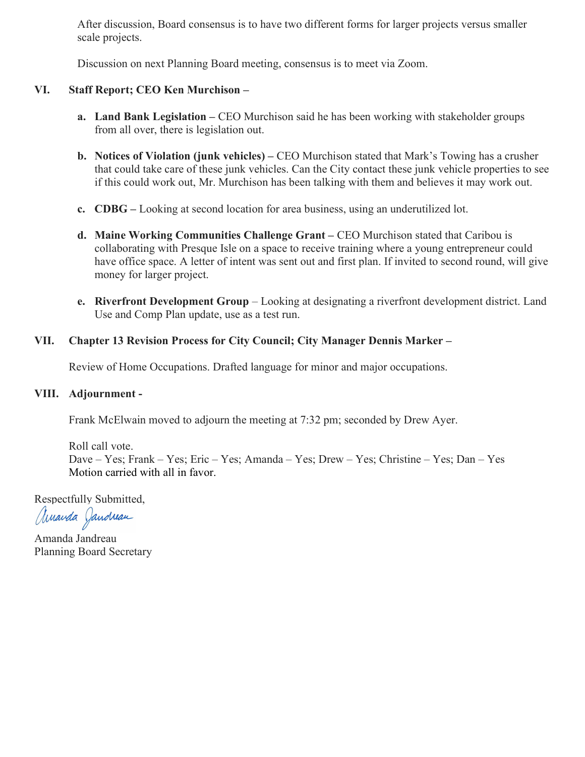After discussion, Board consensus is to have two different forms for larger projects versus smaller scale projects.

Discussion on next Planning Board meeting, consensus is to meet via Zoom.

## VI. Staff Report; CEO Ken Murchison –

a. **Land Bank Legislation –** CEO Murchison said he has been working with stakeholder groups from all over, there is legislation out.

b. **Notices of Violation (junk vehicles) –** CEO Murchison stated that Mark's Towing has a crusher that could take care of these junk vehicles. Can the City contact these junk vehicle properties to see if this could work out, Mr. Murchison has been talking with them and believes it may work out.

c. **CDBG –** Looking at second location for area business, using an underutilized lot.

d. **Maine Working Communities Challenge Grant –** CEO Murchison stated that Caribou is collaborating with Presque Isle on a space to receive training where a young entrepreneur could have office space. A letter of intent was sent out and first plan. If invited to second round, will give money for larger project.

e. **Riverfront Development Group** – Looking at designating a riverfront development district. Land Use and Comp Plan update, use as a test run.

## VII. Chapter 13 Revision Process for City Council; City Manager Dennis Marker –

Review of Home Occupations. Drafted language for minor and major occupations.

## VIII. Adjournment -

Frank McElwain moved to adjourn the meeting at 7:32 pm; seconded by Drew Ayer.

Roll call vote.
Dave – Yes; Frank – Yes; Eric – Yes; Amanda – Yes; Drew – Yes; Christine – Yes; Dan – Yes
Motion carried with all in favor.

Respectfully Submitted,

Amanda Jandreau

Amanda Jandreau
Planning Board Secretary